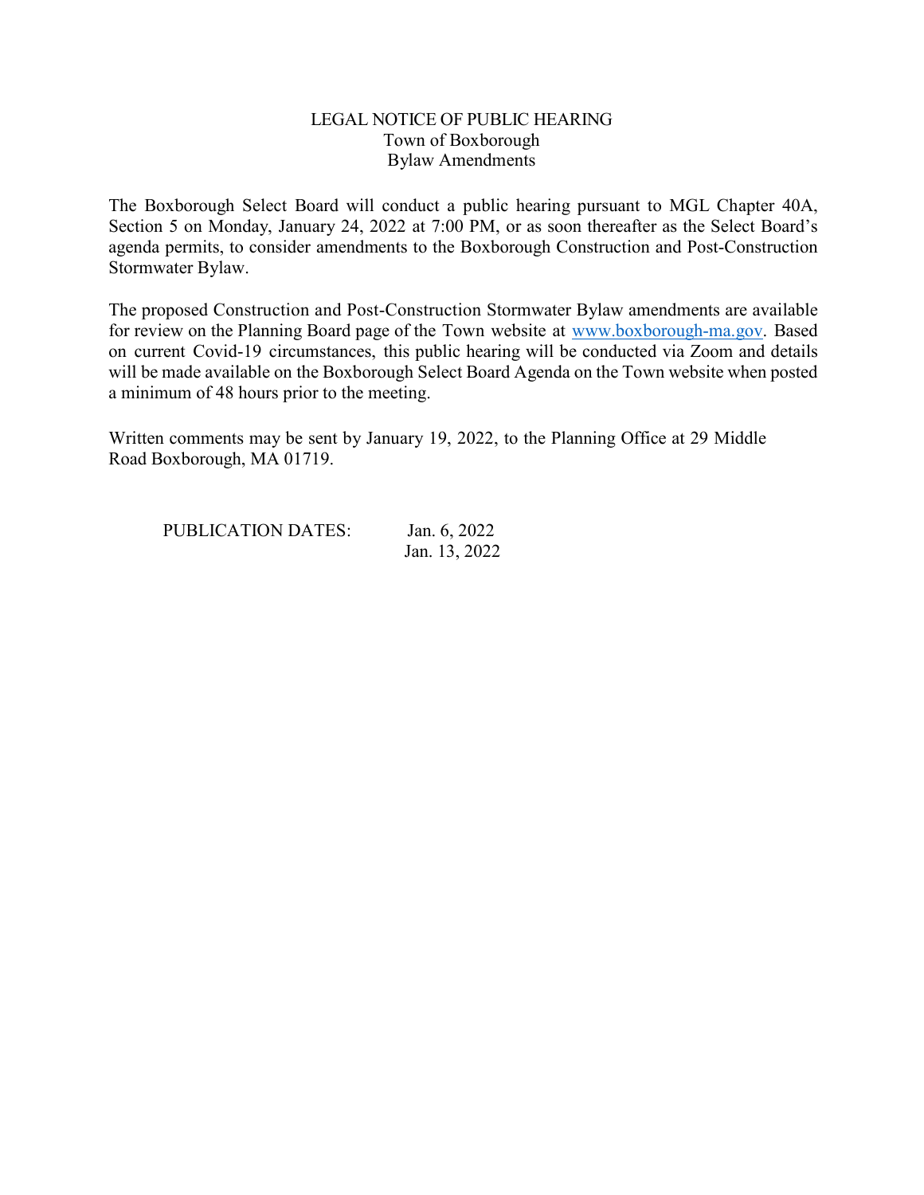# LEGAL NOTICE OF PUBLIC HEARING
## Town of Boxborough
## Bylaw Amendments

The Boxborough Select Board will conduct a public hearing pursuant to MGL Chapter 40A, Section 5 on Monday, January 24, 2022 at 7:00 PM, or as soon thereafter as the Select Board's agenda permits, to consider amendments to the Boxborough Construction and Post-Construction Stormwater Bylaw.

The proposed Construction and Post-Construction Stormwater Bylaw amendments are available for review on the Planning Board page of the Town website at [www.boxborough-ma.gov](http://www.boxborough-ma.gov). Based on current Covid-19 circumstances, this public hearing will be conducted via Zoom and details will be made available on the Boxborough Select Board Agenda on the Town website when posted a minimum of 48 hours prior to the meeting.

Written comments may be sent by January 19, 2022, to the Planning Office at 29 Middle Road Boxborough, MA 01719.

PUBLICATION DATES: Jan. 6, 2022
Jan. 13, 2022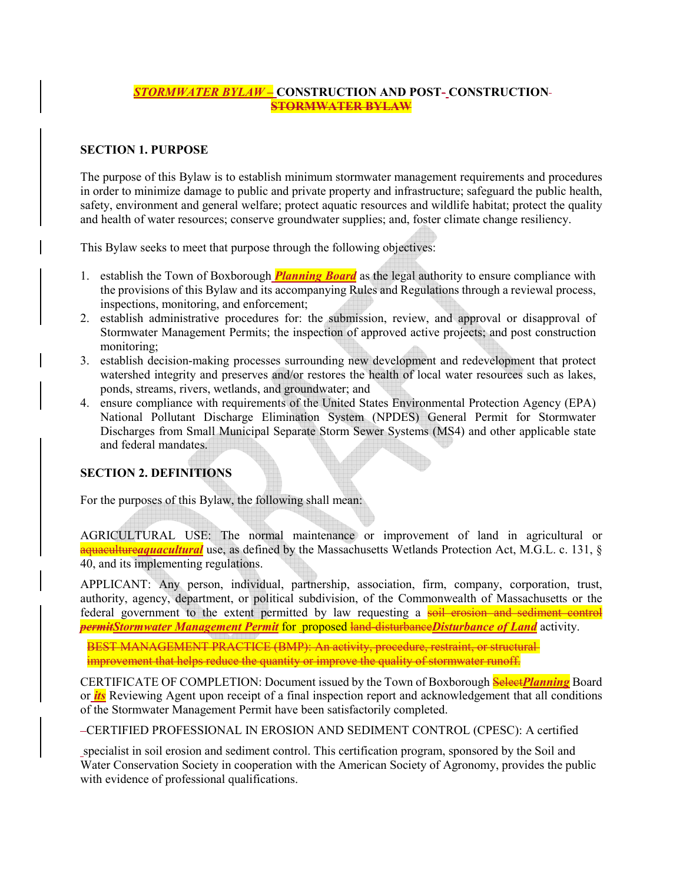## *STORMWATER BYLAW –* CONSTRUCTION AND POST- CONSTRUCTION ~~STORMWATER BYLAW~~

### SECTION 1. PURPOSE

The purpose of this Bylaw is to establish minimum stormwater management requirements and procedures in order to minimize damage to public and private property and infrastructure; safeguard the public health, safety, environment and general welfare; protect aquatic resources and wildlife habitat; protect the quality and health of water resources; conserve groundwater supplies; and, foster climate change resiliency.

This Bylaw seeks to meet that purpose through the following objectives:

1. establish the Town of Boxborough ***Planning Board*** as the legal authority to ensure compliance with the provisions of this Bylaw and its accompanying Rules and Regulations through a reviewal process, inspections, monitoring, and enforcement;
2. establish administrative procedures for: the submission, review, and approval or disapproval of Stormwater Management Permits; the inspection of approved active projects; and post construction monitoring;
3. establish decision-making processes surrounding new development and redevelopment that protect watershed integrity and preserves and/or restores the health of local water resources such as lakes, ponds, streams, rivers, wetlands, and groundwater; and
4. ensure compliance with requirements of the United States Environmental Protection Agency (EPA) National Pollutant Discharge Elimination System (NPDES) General Permit for Stormwater Discharges from Small Municipal Separate Storm Sewer Systems (MS4) and other applicable state and federal mandates.

### SECTION 2. DEFINITIONS

For the purposes of this Bylaw, the following shall mean:

AGRICULTURAL USE: The normal maintenance or improvement of land in agricultural or ~~aquaculture~~***aquacultural*** use, as defined by the Massachusetts Wetlands Protection Act, M.G.L. c. 131, § 40, and its implementing regulations.

APPLICANT: Any person, individual, partnership, association, firm, company, corporation, trust, authority, agency, department, or political subdivision, of the Commonwealth of Massachusetts or the federal government to the extent permitted by law requesting a ~~soil erosion and sediment control permit~~***Stormwater Management Permit*** for proposed ~~land-disturbance~~***Disturbance of Land*** activity.

~~BEST MANAGEMENT PRACTICE (BMP): An activity, procedure, restraint, or structural improvement that helps reduce the quantity or improve the quality of stormwater runoff.~~

CERTIFICATE OF COMPLETION: Document issued by the Town of Boxborough ~~Select~~***Planning*** Board or ***its*** Reviewing Agent upon receipt of a final inspection report and acknowledgement that all conditions of the Stormwater Management Permit have been satisfactorily completed.

CERTIFIED PROFESSIONAL IN EROSION AND SEDIMENT CONTROL (CPESC): A certified specialist in soil erosion and sediment control. This certification program, sponsored by the Soil and Water Conservation Society in cooperation with the American Society of Agronomy, provides the public with evidence of professional qualifications.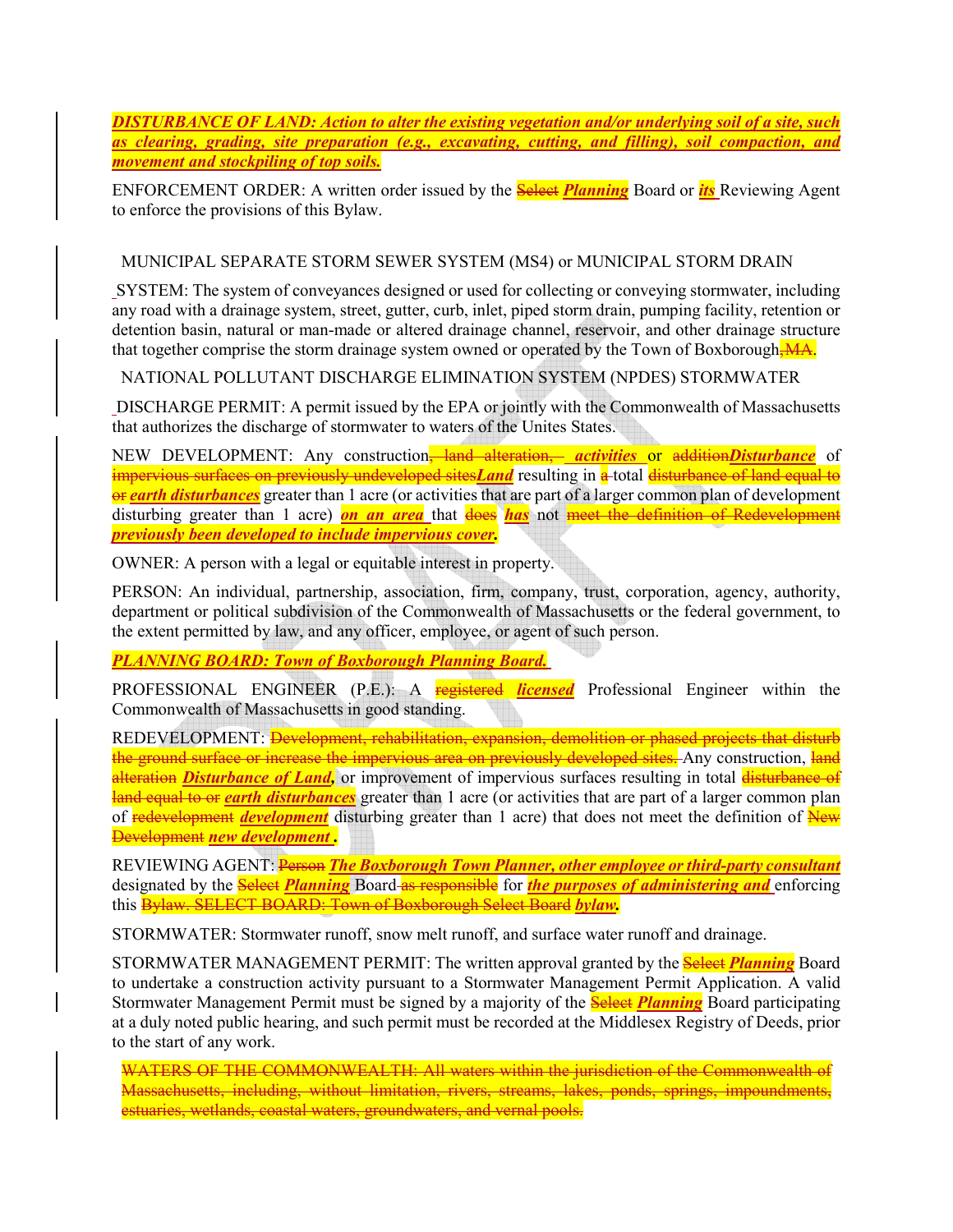***DISTURBANCE OF LAND: Action to alter the existing vegetation and/or underlying soil of a site, such as clearing, grading, site preparation (e.g., excavating, cutting, and filling), soil compaction, and movement and stockpiling of top soils.***

ENFORCEMENT ORDER: A written order issued by the ~~Select~~ ***Planning*** Board or ***its*** Reviewing Agent to enforce the provisions of this Bylaw.

MUNICIPAL SEPARATE STORM SEWER SYSTEM (MS4) or MUNICIPAL STORM DRAIN SYSTEM: The system of conveyances designed or used for collecting or conveying stormwater, including any road with a drainage system, street, gutter, curb, inlet, piped storm drain, pumping facility, retention or detention basin, natural or man-made or altered drainage channel, reservoir, and other drainage structure that together comprise the storm drainage system owned or operated by the Town of Boxborough~~, MA~~.

NATIONAL POLLUTANT DISCHARGE ELIMINATION SYSTEM (NPDES) STORMWATER DISCHARGE PERMIT: A permit issued by the EPA or jointly with the Commonwealth of Massachusetts that authorizes the discharge of stormwater to waters of the Unites States.

NEW DEVELOPMENT: Any construction~~, land alteration,~~ ***activities*** or ~~addition~~***Disturbance*** of ~~impervious surfaces on previously undeveloped sites~~***Land*** resulting in ~~a~~ total ~~disturbance of land equal to or~~ ***earth disturbances*** greater than 1 acre (or activities that are part of a larger common plan of development disturbing greater than 1 acre) ***on an area*** that ~~does~~ ***has*** not ~~meet the definition of Redevelopment~~ ***previously been developed to include impervious cover.***

OWNER: A person with a legal or equitable interest in property.

PERSON: An individual, partnership, association, firm, company, trust, corporation, agency, authority, department or political subdivision of the Commonwealth of Massachusetts or the federal government, to the extent permitted by law, and any officer, employee, or agent of such person.

***PLANNING BOARD: Town of Boxborough Planning Board.***

PROFESSIONAL ENGINEER (P.E.): A ~~registered~~ ***licensed*** Professional Engineer within the Commonwealth of Massachusetts in good standing.

REDEVELOPMENT: ~~Development, rehabilitation, expansion, demolition or phased projects that disturb the ground surface or increase the impervious area on previously developed sites.~~ Any construction, ~~land alteration~~ ***Disturbance of Land,*** or improvement of impervious surfaces resulting in total ~~disturbance of land equal to or~~ ***earth disturbances*** greater than 1 acre (or activities that are part of a larger common plan of ~~redevelopment~~ ***development*** disturbing greater than 1 acre) that does not meet the definition of ~~New Development~~ ***new development.***

REVIEWING AGENT: ~~Person~~ ***The Boxborough Town Planner, other employee or third-party consultant*** designated by the ~~Select~~ ***Planning*** Board ~~as responsible~~ for ***the purposes of administering and*** enforcing this ~~Bylaw. SELECT BOARD: Town of Boxborough Select Board~~ ***bylaw.***

STORMWATER: Stormwater runoff, snow melt runoff, and surface water runoff and drainage.

STORMWATER MANAGEMENT PERMIT: The written approval granted by the ~~Select~~ ***Planning*** Board to undertake a construction activity pursuant to a Stormwater Management Permit Application. A valid Stormwater Management Permit must be signed by a majority of the ~~Select~~ ***Planning*** Board participating at a duly noted public hearing, and such permit must be recorded at the Middlesex Registry of Deeds, prior to the start of any work.

~~WATERS OF THE COMMONWEALTH: All waters within the jurisdiction of the Commonwealth of Massachusetts, including, without limitation, rivers, streams, lakes, ponds, springs, impoundments, estuaries, wetlands, coastal waters, groundwaters, and vernal pools.~~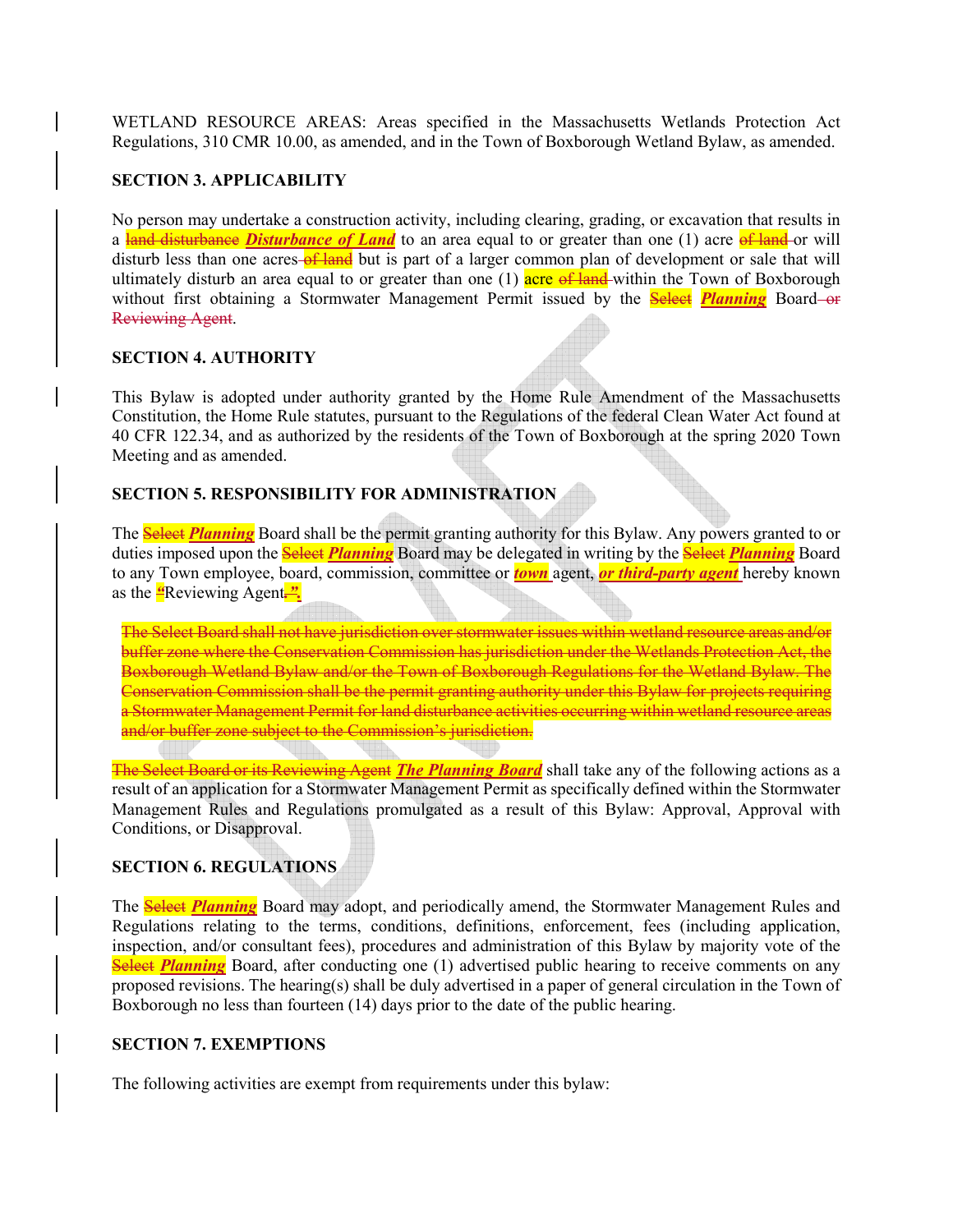WETLAND RESOURCE AREAS: Areas specified in the Massachusetts Wetlands Protection Act Regulations, 310 CMR 10.00, as amended, and in the Town of Boxborough Wetland Bylaw, as amended.

**SECTION 3. APPLICABILITY**

No person may undertake a construction activity, including clearing, grading, or excavation that results in a ~~land disturbance~~ ***Disturbance of Land*** to an area equal to or greater than one (1) acre ~~of land~~ or will disturb less than one acres ~~of land~~ but is part of a larger common plan of development or sale that will ultimately disturb an area equal to or greater than one (1) acre ~~of land~~ within the Town of Boxborough without first obtaining a Stormwater Management Permit issued by the ~~Select~~ ***Planning*** Board ~~or Reviewing Agent~~.

**SECTION 4. AUTHORITY**

This Bylaw is adopted under authority granted by the Home Rule Amendment of the Massachusetts Constitution, the Home Rule statutes, pursuant to the Regulations of the federal Clean Water Act found at 40 CFR 122.34, and as authorized by the residents of the Town of Boxborough at the spring 2020 Town Meeting and as amended.

**SECTION 5. RESPONSIBILITY FOR ADMINISTRATION**

The ~~Select~~ ***Planning*** Board shall be the permit granting authority for this Bylaw. Any powers granted to or duties imposed upon the ~~Select~~ ***Planning*** Board may be delegated in writing by the ~~Select~~ ***Planning*** Board to any Town employee, board, commission, committee or ***town*** agent, ***or third-party agent*** hereby known as the "Reviewing Agent~~,~~***".***

~~The Select Board shall not have jurisdiction over stormwater issues within wetland resource areas and/or buffer zone where the Conservation Commission has jurisdiction under the Wetlands Protection Act, the Boxborough Wetland Bylaw and/or the Town of Boxborough Regulations for the Wetland Bylaw. The Conservation Commission shall be the permit granting authority under this Bylaw for projects requiring a Stormwater Management Permit for land disturbance activities occurring within wetland resource areas and/or buffer zone subject to the Commission's jurisdiction.~~

~~The Select Board or its Reviewing Agent~~ ***The Planning Board*** shall take any of the following actions as a result of an application for a Stormwater Management Permit as specifically defined within the Stormwater Management Rules and Regulations promulgated as a result of this Bylaw: Approval, Approval with Conditions, or Disapproval.

**SECTION 6. REGULATIONS**

The ~~Select~~ ***Planning*** Board may adopt, and periodically amend, the Stormwater Management Rules and Regulations relating to the terms, conditions, definitions, enforcement, fees (including application, inspection, and/or consultant fees), procedures and administration of this Bylaw by majority vote of the ~~Select~~ ***Planning*** Board, after conducting one (1) advertised public hearing to receive comments on any proposed revisions. The hearing(s) shall be duly advertised in a paper of general circulation in the Town of Boxborough no less than fourteen (14) days prior to the date of the public hearing.

**SECTION 7. EXEMPTIONS**

The following activities are exempt from requirements under this bylaw: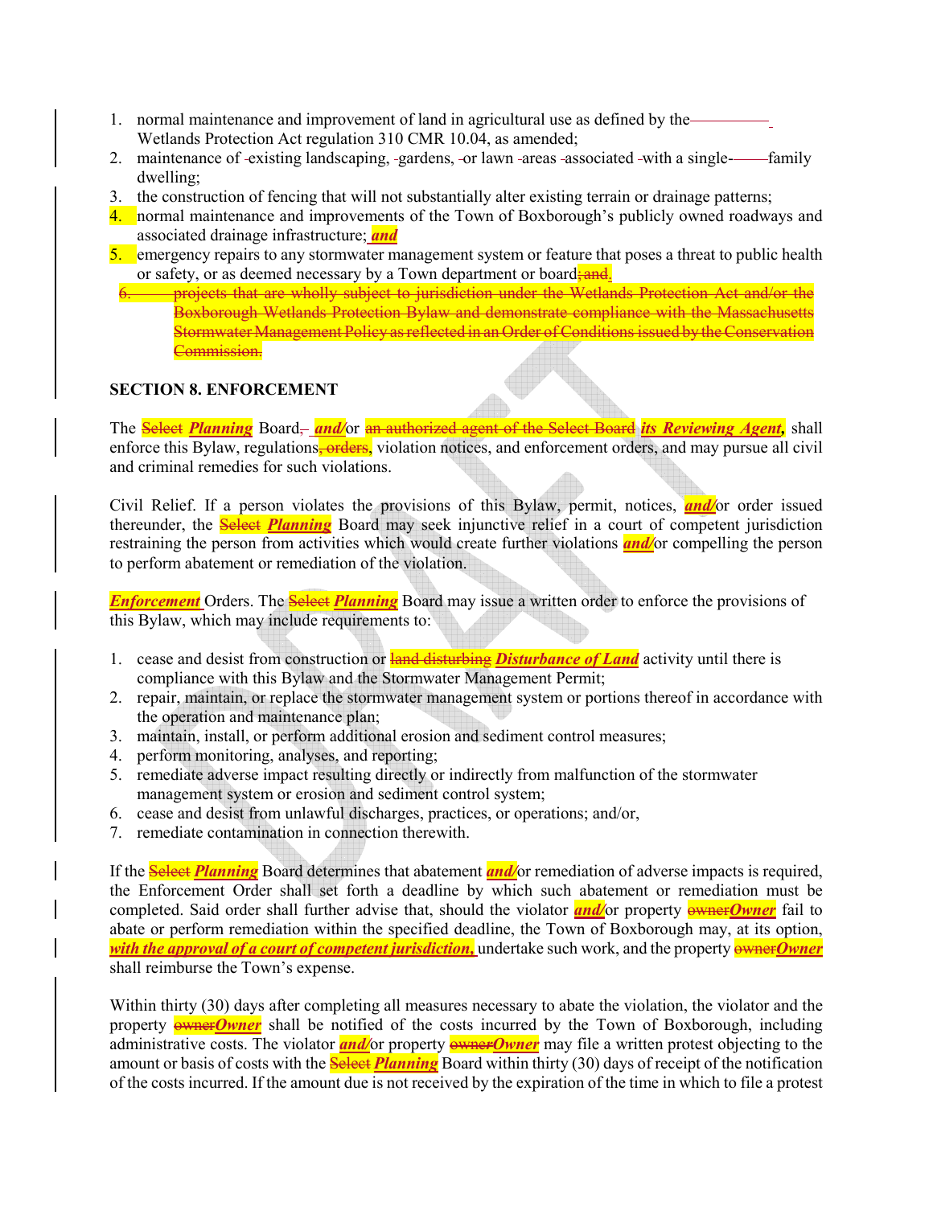1. normal maintenance and improvement of land in agricultural use as defined by the Wetlands Protection Act regulation 310 CMR 10.04, as amended;
2. maintenance of existing landscaping, gardens, or lawn areas associated with a single-family dwelling;
3. the construction of fencing that will not substantially alter existing terrain or drainage patterns;
4. normal maintenance and improvements of the Town of Boxborough's publicly owned roadways and associated drainage infrastructure; ***and***
5. emergency repairs to any stormwater management system or feature that poses a threat to public health or safety, or as deemed necessary by a Town department or board~~; and~~.
6. ~~projects that are wholly subject to jurisdiction under the Wetlands Protection Act and/or the Boxborough Wetlands Protection Bylaw and demonstrate compliance with the Massachusetts Stormwater Management Policy as reflected in an Order of Conditions issued by the Conservation Commission.~~

**SECTION 8. ENFORCEMENT**

The ~~Select~~ ***Planning*** Board~~,~~ ***and/***or ~~an authorized agent of the Select Board~~ ***its Reviewing Agent,*** shall enforce this Bylaw, regulations~~, orders~~, violation notices, and enforcement orders, and may pursue all civil and criminal remedies for such violations.

Civil Relief. If a person violates the provisions of this Bylaw, permit, notices, ***and/***or order issued thereunder, the ~~Select~~ ***Planning*** Board may seek injunctive relief in a court of competent jurisdiction restraining the person from activities which would create further violations ***and/***or compelling the person to perform abatement or remediation of the violation.

***Enforcement*** Orders. The ~~Select~~ ***Planning*** Board may issue a written order to enforce the provisions of this Bylaw, which may include requirements to:

1. cease and desist from construction or ~~land disturbing~~ ***Disturbance of Land*** activity until there is compliance with this Bylaw and the Stormwater Management Permit;
2. repair, maintain, or replace the stormwater management system or portions thereof in accordance with the operation and maintenance plan;
3. maintain, install, or perform additional erosion and sediment control measures;
4. perform monitoring, analyses, and reporting;
5. remediate adverse impact resulting directly or indirectly from malfunction of the stormwater management system or erosion and sediment control system;
6. cease and desist from unlawful discharges, practices, or operations; and/or,
7. remediate contamination in connection therewith.

If the ~~Select~~ ***Planning*** Board determines that abatement ***and/***or remediation of adverse impacts is required, the Enforcement Order shall set forth a deadline by which such abatement or remediation must be completed. Said order shall further advise that, should the violator ***and/***or property ~~owner~~***Owner*** fail to abate or perform remediation within the specified deadline, the Town of Boxborough may, at its option, ***with the approval of a court of competent jurisdiction,*** undertake such work, and the property ~~owner~~***Owner*** shall reimburse the Town's expense.

Within thirty (30) days after completing all measures necessary to abate the violation, the violator and the property ~~owner~~***Owner*** shall be notified of the costs incurred by the Town of Boxborough, including administrative costs. The violator ***and/***or property ~~owner~~***Owner*** may file a written protest objecting to the amount or basis of costs with the ~~Select~~ ***Planning*** Board within thirty (30) days of receipt of the notification of the costs incurred. If the amount due is not received by the expiration of the time in which to file a protest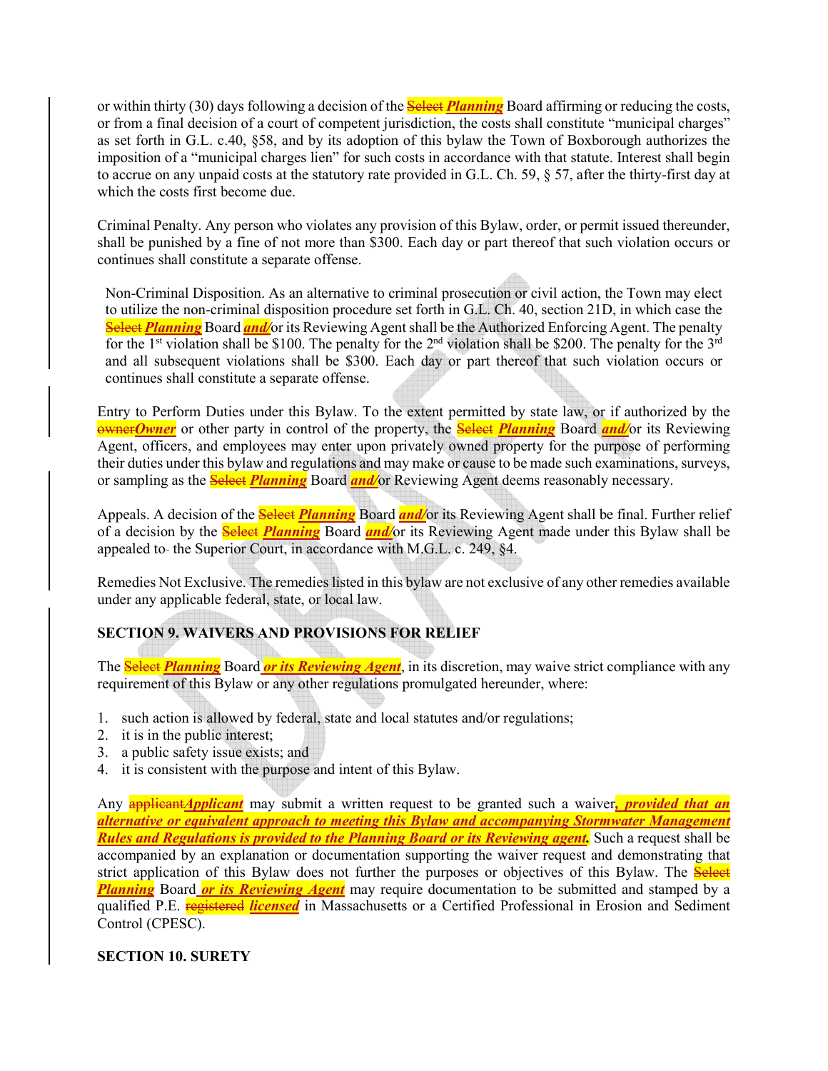or within thirty (30) days following a decision of the ~~Select~~ ***Planning*** Board affirming or reducing the costs, or from a final decision of a court of competent jurisdiction, the costs shall constitute "municipal charges" as set forth in G.L. c.40, §58, and by its adoption of this bylaw the Town of Boxborough authorizes the imposition of a "municipal charges lien" for such costs in accordance with that statute. Interest shall begin to accrue on any unpaid costs at the statutory rate provided in G.L. Ch. 59, § 57, after the thirty-first day at which the costs first become due.

Criminal Penalty. Any person who violates any provision of this Bylaw, order, or permit issued thereunder, shall be punished by a fine of not more than $300. Each day or part thereof that such violation occurs or continues shall constitute a separate offense.

Non-Criminal Disposition. As an alternative to criminal prosecution or civil action, the Town may elect to utilize the non-criminal disposition procedure set forth in G.L. Ch. 40, section 21D, in which case the ~~Select~~ ***Planning*** Board ***and/***or its Reviewing Agent shall be the Authorized Enforcing Agent. The penalty for the 1st violation shall be $100. The penalty for the 2nd violation shall be $200. The penalty for the 3rd and all subsequent violations shall be $300. Each day or part thereof that such violation occurs or continues shall constitute a separate offense.

Entry to Perform Duties under this Bylaw. To the extent permitted by state law, or if authorized by the ~~owner~~***Owner*** or other party in control of the property, the ~~Select~~ ***Planning*** Board ***and/***or its Reviewing Agent, officers, and employees may enter upon privately owned property for the purpose of performing their duties under this bylaw and regulations and may make or cause to be made such examinations, surveys, or sampling as the ~~Select~~ ***Planning*** Board ***and/***or Reviewing Agent deems reasonably necessary.

Appeals. A decision of the ~~Select~~ ***Planning*** Board ***and/***or its Reviewing Agent shall be final. Further relief of a decision by the ~~Select~~ ***Planning*** Board ***and/***or its Reviewing Agent made under this Bylaw shall be appealed to the Superior Court, in accordance with M.G.L. c. 249, §4.

Remedies Not Exclusive. The remedies listed in this bylaw are not exclusive of any other remedies available under any applicable federal, state, or local law.

## SECTION 9. WAIVERS AND PROVISIONS FOR RELIEF

The ~~Select~~ ***Planning*** Board ***or its Reviewing Agent***, in its discretion, may waive strict compliance with any requirement of this Bylaw or any other regulations promulgated hereunder, where:

1. such action is allowed by federal, state and local statutes and/or regulations;
2. it is in the public interest;
3. a public safety issue exists; and
4. it is consistent with the purpose and intent of this Bylaw.

Any ~~applicant~~***Applicant*** may submit a written request to be granted such a waiver***, provided that an alternative or equivalent approach to meeting this Bylaw and accompanying Stormwater Management Rules and Regulations is provided to the Planning Board or its Reviewing agent.*** Such a request shall be accompanied by an explanation or documentation supporting the waiver request and demonstrating that strict application of this Bylaw does not further the purposes or objectives of this Bylaw. The ~~Select~~ ***Planning*** Board ***or its Reviewing Agent*** may require documentation to be submitted and stamped by a qualified P.E. ~~registered~~ ***licensed*** in Massachusetts or a Certified Professional in Erosion and Sediment Control (CPESC).

## SECTION 10. SURETY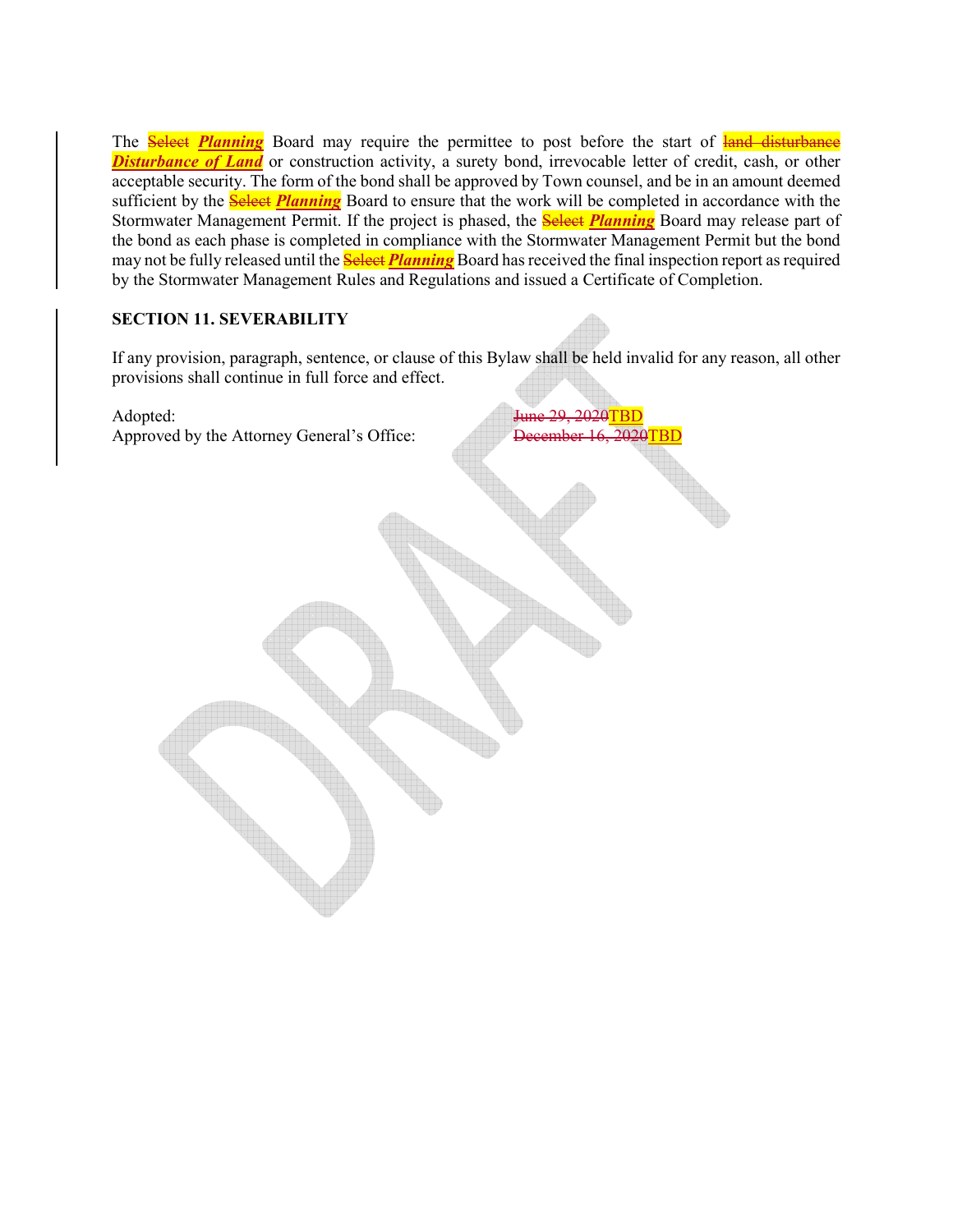The ~~Select~~ ***Planning*** Board may require the permittee to post before the start of ~~land disturbance~~ ***Disturbance of Land*** or construction activity, a surety bond, irrevocable letter of credit, cash, or other acceptable security. The form of the bond shall be approved by Town counsel, and be in an amount deemed sufficient by the ~~Select~~ ***Planning*** Board to ensure that the work will be completed in accordance with the Stormwater Management Permit. If the project is phased, the ~~Select~~ ***Planning*** Board may release part of the bond as each phase is completed in compliance with the Stormwater Management Permit but the bond may not be fully released until the ~~Select~~ ***Planning*** Board has received the final inspection report as required by the Stormwater Management Rules and Regulations and issued a Certificate of Completion.

**SECTION 11. SEVERABILITY**

If any provision, paragraph, sentence, or clause of this Bylaw shall be held invalid for any reason, all other provisions shall continue in full force and effect.

Adopted: ~~June 29, 2020~~TBD

Approved by the Attorney General's Office: ~~December 16, 2020~~TBD